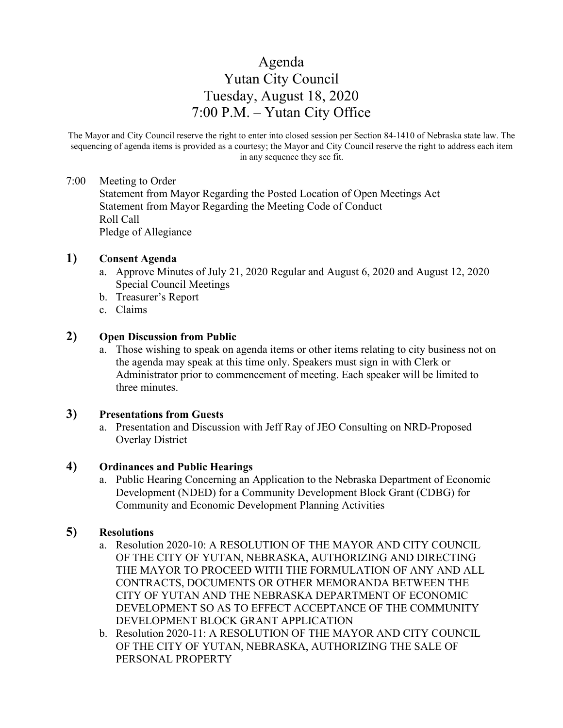# Agenda
# Yutan City Council
# Tuesday, August 18, 2020
# 7:00 P.M. – Yutan City Office

The Mayor and City Council reserve the right to enter into closed session per Section 84-1410 of Nebraska state law. The sequencing of agenda items is provided as a courtesy; the Mayor and City Council reserve the right to address each item in any sequence they see fit.

7:00 Meeting to Order
Statement from Mayor Regarding the Posted Location of Open Meetings Act
Statement from Mayor Regarding the Meeting Code of Conduct
Roll Call
Pledge of Allegiance

**1) Consent Agenda**

a. Approve Minutes of July 21, 2020 Regular and August 6, 2020 and August 12, 2020 Special Council Meetings
b. Treasurer's Report
c. Claims

**2) Open Discussion from Public**

a. Those wishing to speak on agenda items or other items relating to city business not on the agenda may speak at this time only. Speakers must sign in with Clerk or Administrator prior to commencement of meeting. Each speaker will be limited to three minutes.

**3) Presentations from Guests**

a. Presentation and Discussion with Jeff Ray of JEO Consulting on NRD-Proposed Overlay District

**4) Ordinances and Public Hearings**

a. Public Hearing Concerning an Application to the Nebraska Department of Economic Development (NDED) for a Community Development Block Grant (CDBG) for Community and Economic Development Planning Activities

**5) Resolutions**

a. Resolution 2020-10: A RESOLUTION OF THE MAYOR AND CITY COUNCIL OF THE CITY OF YUTAN, NEBRASKA, AUTHORIZING AND DIRECTING THE MAYOR TO PROCEED WITH THE FORMULATION OF ANY AND ALL CONTRACTS, DOCUMENTS OR OTHER MEMORANDA BETWEEN THE CITY OF YUTAN AND THE NEBRASKA DEPARTMENT OF ECONOMIC DEVELOPMENT SO AS TO EFFECT ACCEPTANCE OF THE COMMUNITY DEVELOPMENT BLOCK GRANT APPLICATION
b. Resolution 2020-11: A RESOLUTION OF THE MAYOR AND CITY COUNCIL OF THE CITY OF YUTAN, NEBRASKA, AUTHORIZING THE SALE OF PERSONAL PROPERTY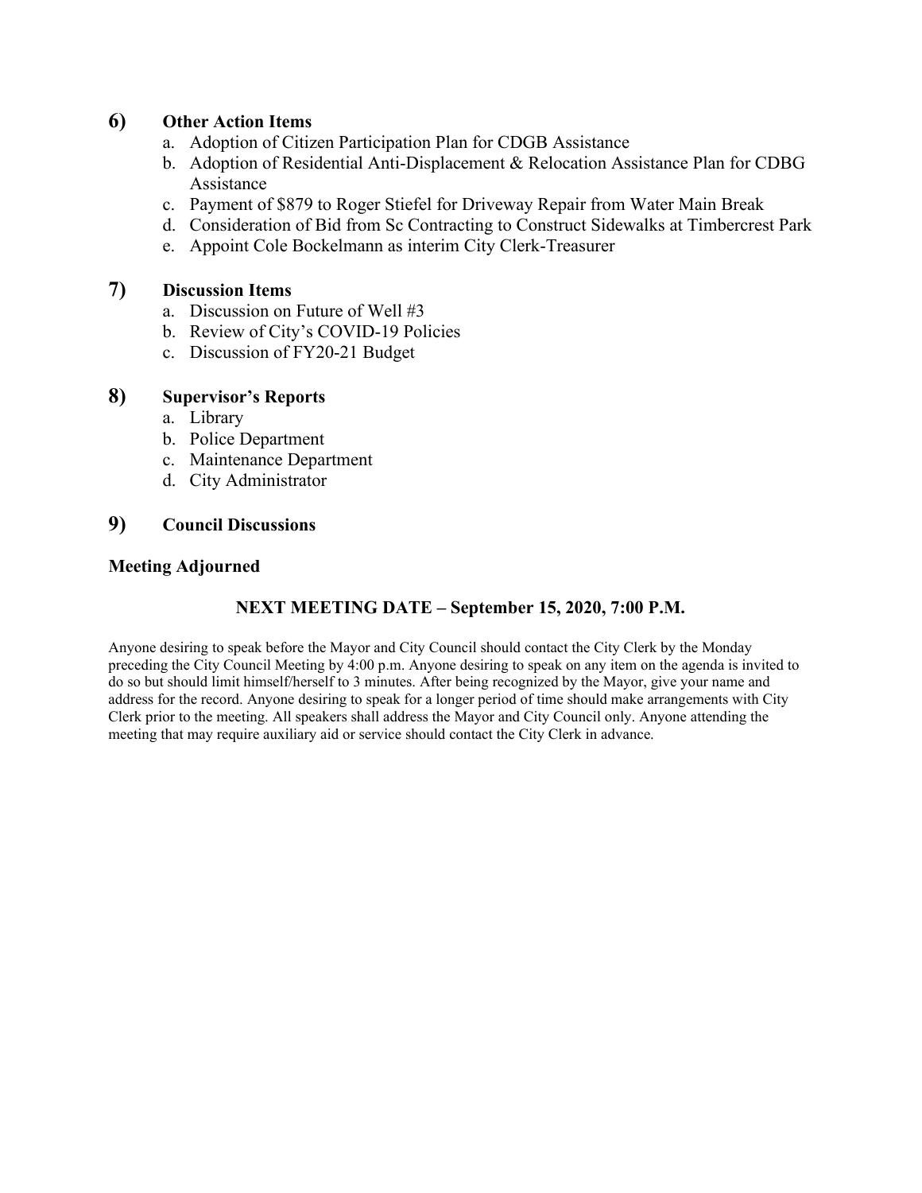## 6) Other Action Items

a. Adoption of Citizen Participation Plan for CDGB Assistance
b. Adoption of Residential Anti-Displacement & Relocation Assistance Plan for CDBG Assistance
c. Payment of $879 to Roger Stiefel for Driveway Repair from Water Main Break
d. Consideration of Bid from Sc Contracting to Construct Sidewalks at Timbercrest Park
e. Appoint Cole Bockelmann as interim City Clerk-Treasurer

## 7) Discussion Items

a. Discussion on Future of Well #3
b. Review of City's COVID-19 Policies
c. Discussion of FY20-21 Budget

## 8) Supervisor's Reports

a. Library
b. Police Department
c. Maintenance Department
d. City Administrator

## 9) Council Discussions

**Meeting Adjourned**

**NEXT MEETING DATE – September 15, 2020, 7:00 P.M.**

Anyone desiring to speak before the Mayor and City Council should contact the City Clerk by the Monday preceding the City Council Meeting by 4:00 p.m. Anyone desiring to speak on any item on the agenda is invited to do so but should limit himself/herself to 3 minutes. After being recognized by the Mayor, give your name and address for the record. Anyone desiring to speak for a longer period of time should make arrangements with City Clerk prior to the meeting. All speakers shall address the Mayor and City Council only. Anyone attending the meeting that may require auxiliary aid or service should contact the City Clerk in advance.